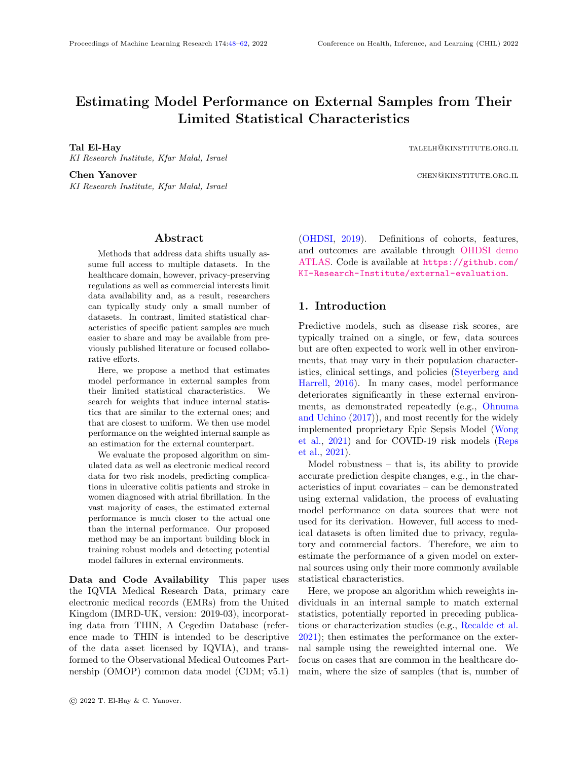# Estimating Model Performance on External Samples from Their Limited Statistical Characteristics

**Tal El-Hay** TALELH@KINSTITUTE.ORG.IL
*KI Research Institute, Kfar Malal, Israel*

**Chen Yanover** CHEN@KINSTITUTE.ORG.IL
*KI Research Institute, Kfar Malal, Israel*

## Abstract

Methods that address data shifts usually assume full access to multiple datasets. In the healthcare domain, however, privacy-preserving regulations as well as commercial interests limit data availability and, as a result, researchers can typically study only a small number of datasets. In contrast, limited statistical characteristics of specific patient samples are much easier to share and may be available from previously published literature or focused collaborative efforts.

Here, we propose a method that estimates model performance in external samples from their limited statistical characteristics. We search for weights that induce internal statistics that are similar to the external ones; and that are closest to uniform. We then use model performance on the weighted internal sample as an estimation for the external counterpart.

We evaluate the proposed algorithm on simulated data as well as electronic medical record data for two risk models, predicting complications in ulcerative colitis patients and stroke in women diagnosed with atrial fibrillation. In the vast majority of cases, the estimated external performance is much closer to the actual one than the internal performance. Our proposed method may be an important building block in training robust models and detecting potential model failures in external environments.

**Data and Code Availability** This paper uses the IQVIA Medical Research Data, primary care electronic medical records (EMRs) from the United Kingdom (IMRD-UK, version: 2019-03), incorporating data from THIN, A Cegedim Database (reference made to THIN is intended to be descriptive of the data asset licensed by IQVIA), and transformed to the Observational Medical Outcomes Partnership (OMOP) common data model (CDM; v5.1) (OHDSI, 2019). Definitions of cohorts, features, and outcomes are available through OHDSI demo ATLAS. Code is available at https://github.com/KI-Research-Institute/external-evaluation.

## 1. Introduction

Predictive models, such as disease risk scores, are typically trained on a single, or few, data sources but are often expected to work well in other environments, that may vary in their population characteristics, clinical settings, and policies (Steyerberg and Harrell, 2016). In many cases, model performance deteriorates significantly in these external environments, as demonstrated repeatedly (e.g., Ohnuma and Uchino (2017)), and most recently for the widely implemented proprietary Epic Sepsis Model (Wong et al., 2021) and for COVID-19 risk models (Reps et al., 2021).

Model robustness – that is, its ability to provide accurate prediction despite changes, e.g., in the characteristics of input covariates – can be demonstrated using external validation, the process of evaluating model performance on data sources that were not used for its derivation. However, full access to medical datasets is often limited due to privacy, regulatory and commercial factors. Therefore, we aim to estimate the performance of a given model on external sources using only their more commonly available statistical characteristics.

Here, we propose an algorithm which reweights individuals in an internal sample to match external statistics, potentially reported in preceding publications or characterization studies (e.g., Recalde et al. 2021); then estimates the performance on the external sample using the reweighted internal one. We focus on cases that are common in the healthcare domain, where the size of samples (that is, number of

© 2022 T. El-Hay & C. Yanover.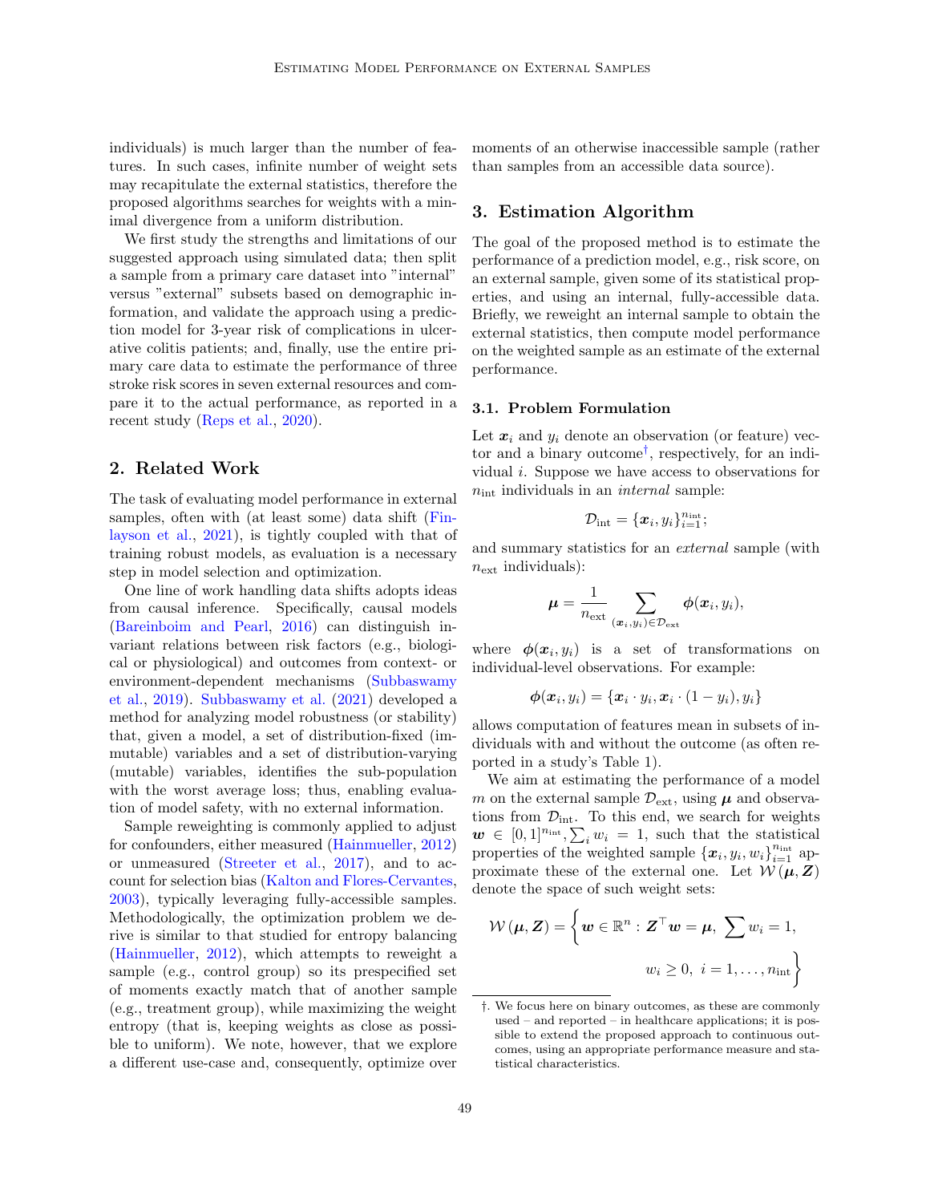individuals) is much larger than the number of features. In such cases, infinite number of weight sets may recapitulate the external statistics, therefore the proposed algorithms searches for weights with a minimal divergence from a uniform distribution.

We first study the strengths and limitations of our suggested approach using simulated data; then split a sample from a primary care dataset into "internal" versus "external" subsets based on demographic information, and validate the approach using a prediction model for 3-year risk of complications in ulcerative colitis patients; and, finally, use the entire primary care data to estimate the performance of three stroke risk scores in seven external resources and compare it to the actual performance, as reported in a recent study (Reps et al., 2020).

## 2. Related Work

The task of evaluating model performance in external samples, often with (at least some) data shift (Finlayson et al., 2021), is tightly coupled with that of training robust models, as evaluation is a necessary step in model selection and optimization.

One line of work handling data shifts adopts ideas from causal inference. Specifically, causal models (Bareinboim and Pearl, 2016) can distinguish invariant relations between risk factors (e.g., biological or physiological) and outcomes from context- or environment-dependent mechanisms (Subbaswamy et al., 2019). Subbaswamy et al. (2021) developed a method for analyzing model robustness (or stability) that, given a model, a set of distribution-fixed (immutable) variables and a set of distribution-varying (mutable) variables, identifies the sub-population with the worst average loss; thus, enabling evaluation of model safety, with no external information.

Sample reweighting is commonly applied to adjust for confounders, either measured (Hainmueller, 2012) or unmeasured (Streeter et al., 2017), and to account for selection bias (Kalton and Flores-Cervantes, 2003), typically leveraging fully-accessible samples. Methodologically, the optimization problem we derive is similar to that studied for entropy balancing (Hainmueller, 2012), which attempts to reweight a sample (e.g., control group) so its prespecified set of moments exactly match that of another sample (e.g., treatment group), while maximizing the weight entropy (that is, keeping weights as close as possible to uniform). We note, however, that we explore a different use-case and, consequently, optimize over moments of an otherwise inaccessible sample (rather than samples from an accessible data source).

## 3. Estimation Algorithm

The goal of the proposed method is to estimate the performance of a prediction model, e.g., risk score, on an external sample, given some of its statistical properties, and using an internal, fully-accessible data. Briefly, we reweight an internal sample to obtain the external statistics, then compute model performance on the weighted sample as an estimate of the external performance.

### 3.1. Problem Formulation

Let $\boldsymbol{x}_i$ and $y_i$ denote an observation (or feature) vector and a binary outcome[†], respectively, for an individual $i$. Suppose we have access to observations for $n_{\text{int}}$ individuals in an *internal* sample:

$$\mathcal{D}_{\text{int}} = \{\boldsymbol{x}_i, y_i\}_{i=1}^{n_{\text{int}}};$$

and summary statistics for an *external* sample (with $n_{\text{ext}}$ individuals):

$$\boldsymbol{\mu} = \frac{1}{n_{\text{ext}}} \sum_{(\boldsymbol{x}_i, y_i) \in \mathcal{D}_{\text{ext}}} \boldsymbol{\phi}(\boldsymbol{x}_i, y_i),$$

where $\boldsymbol{\phi}(\boldsymbol{x}_i, y_i)$ is a set of transformations on individual-level observations. For example:

$$\boldsymbol{\phi}(\boldsymbol{x}_i, y_i) = \{\boldsymbol{x}_i \cdot y_i, \boldsymbol{x}_i \cdot (1 - y_i), y_i\}$$

allows computation of features mean in subsets of individuals with and without the outcome (as often reported in a study's Table 1).

We aim at estimating the performance of a model $m$ on the external sample $\mathcal{D}_{\text{ext}}$, using $\boldsymbol{\mu}$ and observations from $\mathcal{D}_{\text{int}}$. To this end, we search for weights $\boldsymbol{w} \in [0,1]^{n_{\text{int}}}, \sum_i w_i = 1$, such that the statistical properties of the weighted sample $\{\boldsymbol{x}_i, y_i, w_i\}_{i=1}^{n_{\text{int}}}$ approximate these of the external one. Let $\mathcal{W}(\boldsymbol{\mu}, \boldsymbol{Z})$ denote the space of such weight sets:

$$\mathcal{W}(\boldsymbol{\mu}, \boldsymbol{Z}) = \left\{ \boldsymbol{w} \in \mathbb{R}^n : \boldsymbol{Z}^\top \boldsymbol{w} = \boldsymbol{\mu}, \ \sum w_i = 1, \ w_i \geq 0, \ i = 1, \ldots, n_{\text{int}} \right\}$$

[†]. We focus here on binary outcomes, as these are commonly used – and reported – in healthcare applications; it is possible to extend the proposed approach to continuous outcomes, using an appropriate performance measure and statistical characteristics.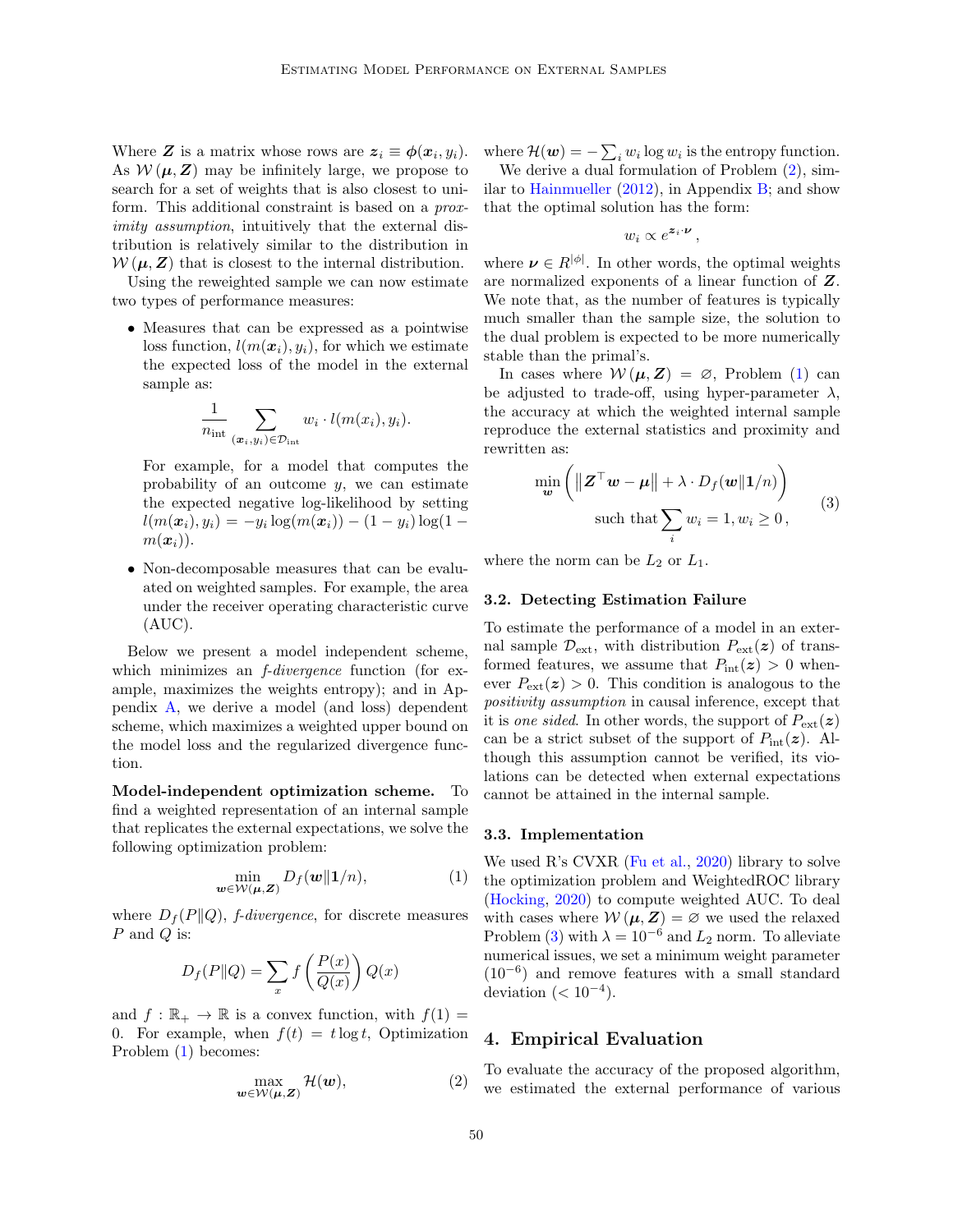Where $\boldsymbol{Z}$ is a matrix whose rows are $\boldsymbol{z}_i \equiv \boldsymbol{\phi}(\boldsymbol{x}_i, y_i)$. As $\mathcal{W}(\boldsymbol{\mu}, \boldsymbol{Z})$ may be infinitely large, we propose to search for a set of weights that is also closest to uniform. This additional constraint is based on a *proximity assumption*, intuitively that the external distribution is relatively similar to the distribution in $\mathcal{W}(\boldsymbol{\mu}, \boldsymbol{Z})$ that is closest to the internal distribution.

Using the reweighted sample we can now estimate two types of performance measures:

- Measures that can be expressed as a pointwise loss function, $l(m(\boldsymbol{x}_i), y_i)$, for which we estimate the expected loss of the model in the external sample as:

$$\frac{1}{n_{\text{int}}} \sum_{(\boldsymbol{x}_i, y_i) \in \mathcal{D}_{\text{int}}} w_i \cdot l(m(x_i), y_i).$$

  For example, for a model that computes the probability of an outcome $y$, we can estimate the expected negative log-likelihood by setting $l(m(\boldsymbol{x}_i), y_i) = -y_i \log(m(\boldsymbol{x}_i)) - (1 - y_i) \log(1 - m(\boldsymbol{x}_i))$.

- Non-decomposable measures that can be evaluated on weighted samples. For example, the area under the receiver operating characteristic curve (AUC).

Below we present a model independent scheme, which minimizes an *f-divergence* function (for example, maximizes the weights entropy); and in Appendix A, we derive a model (and loss) dependent scheme, which maximizes a weighted upper bound on the model loss and the regularized divergence function.

**Model-independent optimization scheme.** To find a weighted representation of an internal sample that replicates the external expectations, we solve the following optimization problem:

$$\min_{\boldsymbol{w} \in \mathcal{W}(\boldsymbol{\mu}, \boldsymbol{Z})} D_f(\boldsymbol{w} \| \mathbf{1}/n), \tag{1}$$

where $D_f(P \| Q)$, *f-divergence*, for discrete measures $P$ and $Q$ is:

$$D_f(P \| Q) = \sum_x f\left(\frac{P(x)}{Q(x)}\right) Q(x)$$

and $f : \mathbb{R}_+ \to \mathbb{R}$ is a convex function, with $f(1) = 0$. For example, when $f(t) = t \log t$, Optimization Problem (1) becomes:

$$\max_{\boldsymbol{w} \in \mathcal{W}(\boldsymbol{\mu}, \boldsymbol{Z})} \mathcal{H}(\boldsymbol{w}), \tag{2}$$

where $\mathcal{H}(\boldsymbol{w}) = -\sum_i w_i \log w_i$ is the entropy function.

We derive a dual formulation of Problem (2), similar to Hainmueller (2012), in Appendix B; and show that the optimal solution has the form:

$$w_i \propto e^{\boldsymbol{z}_i \cdot \boldsymbol{\nu}},$$

where $\boldsymbol{\nu} \in R^{|\phi|}$. In other words, the optimal weights are normalized exponents of a linear function of $\boldsymbol{Z}$. We note that, as the number of features is typically much smaller than the sample size, the solution to the dual problem is expected to be more numerically stable than the primal's.

In cases where $\mathcal{W}(\boldsymbol{\mu}, \boldsymbol{Z}) = \varnothing$, Problem (1) can be adjusted to trade-off, using hyper-parameter $\lambda$, the accuracy at which the weighted internal sample reproduce the external statistics and proximity and rewritten as:

$$\min_{\boldsymbol{w}} \left( \left\| \boldsymbol{Z}^\top \boldsymbol{w} - \boldsymbol{\mu} \right\| + \lambda \cdot D_f(\boldsymbol{w} \| \mathbf{1}/n) \right) \quad \text{such that} \sum_i w_i = 1, w_i \geq 0, \tag{3}$$

where the norm can be $L_2$ or $L_1$.

### 3.2. Detecting Estimation Failure

To estimate the performance of a model in an external sample $\mathcal{D}_{\text{ext}}$, with distribution $P_{\text{ext}}(\boldsymbol{z})$ of transformed features, we assume that $P_{\text{int}}(\boldsymbol{z}) > 0$ whenever $P_{\text{ext}}(\boldsymbol{z}) > 0$. This condition is analogous to the *positivity assumption* in causal inference, except that it is *one sided*. In other words, the support of $P_{\text{ext}}(\boldsymbol{z})$ can be a strict subset of the support of $P_{\text{int}}(\boldsymbol{z})$. Although this assumption cannot be verified, its violations can be detected when external expectations cannot be attained in the internal sample.

### 3.3. Implementation

We used R's CVXR (Fu et al., 2020) library to solve the optimization problem and WeightedROC library (Hocking, 2020) to compute weighted AUC. To deal with cases where $\mathcal{W}(\boldsymbol{\mu}, \boldsymbol{Z}) = \varnothing$ we used the relaxed Problem (3) with $\lambda = 10^{-6}$ and $L_2$ norm. To alleviate numerical issues, we set a minimum weight parameter ($10^{-6}$) and remove features with a small standard deviation ($< 10^{-4}$).

## 4. Empirical Evaluation

To evaluate the accuracy of the proposed algorithm, we estimated the external performance of various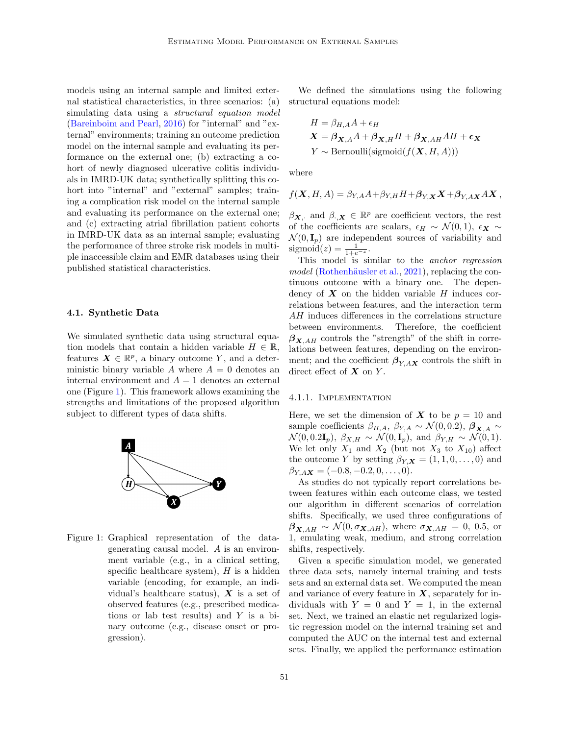models using an internal sample and limited external statistical characteristics, in three scenarios: (a) simulating data using a *structural equation model* (Bareinboim and Pearl, 2016) for "internal" and "external" environments; training an outcome prediction model on the internal sample and evaluating its performance on the external one; (b) extracting a cohort of newly diagnosed ulcerative colitis individuals in IMRD-UK data; synthetically splitting this cohort into "internal" and "external" samples; training a complication risk model on the internal sample and evaluating its performance on the external one; and (c) extracting atrial fibrillation patient cohorts in IMRD-UK data as an internal sample; evaluating the performance of three stroke risk models in multiple inaccessible claim and EMR databases using their published statistical characteristics.

### 4.1. Synthetic Data

We simulated synthetic data using structural equation models that contain a hidden variable $H \in \mathbb{R}$, features $\boldsymbol{X} \in \mathbb{R}^p$, a binary outcome $Y$, and a deterministic binary variable $A$ where $A = 0$ denotes an internal environment and $A = 1$ denotes an external one (Figure 1). This framework allows examining the strengths and limitations of the proposed algorithm subject to different types of data shifts.

Figure 1: Graphical representation of the data-generating causal model. $A$ is an environment variable (e.g., in a clinical setting, specific healthcare system), $H$ is a hidden variable (encoding, for example, an individual's healthcare status), $\boldsymbol{X}$ is a set of observed features (e.g., prescribed medications or lab test results) and $Y$ is a binary outcome (e.g., disease onset or progression).

We defined the simulations using the following structural equations model:

$$
\begin{aligned}
H &= \beta_{H,A} A + \epsilon_H \\
\boldsymbol{X} &= \boldsymbol{\beta}_{\boldsymbol{X},A} A + \boldsymbol{\beta}_{\boldsymbol{X},H} H + \boldsymbol{\beta}_{\boldsymbol{X},AH} AH + \boldsymbol{\epsilon}_{\boldsymbol{X}} \\
Y &\sim \text{Bernoulli}(\text{sigmoid}(f(\boldsymbol{X}, H, A)))
\end{aligned}
$$

where

$$
f(\boldsymbol{X}, H, A) = \beta_{Y,A} A + \beta_{Y,H} H + \boldsymbol{\beta}_{Y,\boldsymbol{X}} \boldsymbol{X} + \boldsymbol{\beta}_{Y,A\boldsymbol{X}} A\boldsymbol{X}\,,
$$

$\boldsymbol{\beta}_{\boldsymbol{X},\cdot}$ and $\beta_{\cdot,\boldsymbol{X}} \in \mathbb{R}^p$ are coefficient vectors, the rest of the coefficients are scalars, $\epsilon_H \sim \mathcal{N}(0,1)$, $\boldsymbol{\epsilon}_{\boldsymbol{X}} \sim \mathcal{N}(0, \mathbf{I}_p)$ are independent sources of variability and $\text{sigmoid}(z) = \frac{1}{1+e^{-z}}$.

This model is similar to the *anchor regression model* (Rothenhäusler et al., 2021), replacing the continuous outcome with a binary one. The dependency of $\boldsymbol{X}$ on the hidden variable $H$ induces correlations between features, and the interaction term $AH$ induces differences in the correlations structure between environments. Therefore, the coefficient $\boldsymbol{\beta}_{\boldsymbol{X},AH}$ controls the "strength" of the shift in correlations between features, depending on the environment; and the coefficient $\boldsymbol{\beta}_{Y,A\boldsymbol{X}}$ controls the shift in direct effect of $\boldsymbol{X}$ on $Y$.

#### 4.1.1. Implementation

Here, we set the dimension of $\boldsymbol{X}$ to be $p = 10$ and sample coefficients $\beta_{H,A}$, $\beta_{Y,A} \sim \mathcal{N}(0, 0.2)$, $\boldsymbol{\beta}_{\boldsymbol{X},A} \sim \mathcal{N}(0, 0.2\mathbf{I}_p)$, $\beta_{X,H} \sim \mathcal{N}(0, \mathbf{I}_p)$, and $\beta_{Y,H} \sim \mathcal{N}(0,1)$. We let only $X_1$ and $X_2$ (but not $X_3$ to $X_{10}$) affect the outcome $Y$ by setting $\beta_{Y,\boldsymbol{X}} = (1, 1, 0, \ldots, 0)$ and $\beta_{Y,A\boldsymbol{X}} = (-0.8, -0.2, 0, \ldots, 0)$.

As studies do not typically report correlations between features within each outcome class, we tested our algorithm in different scenarios of correlation shifts. Specifically, we used three configurations of $\boldsymbol{\beta}_{\boldsymbol{X},AH} \sim \mathcal{N}(0, \sigma_{\boldsymbol{X},AH})$, where $\sigma_{\boldsymbol{X},AH} = 0$, 0.5, or 1, emulating weak, medium, and strong correlation shifts, respectively.

Given a specific simulation model, we generated three data sets, namely internal training and tests sets and an external data set. We computed the mean and variance of every feature in $\boldsymbol{X}$, separately for individuals with $Y = 0$ and $Y = 1$, in the external set. Next, we trained an elastic net regularized logistic regression model on the internal training set and computed the AUC on the internal test and external sets. Finally, we applied the performance estimation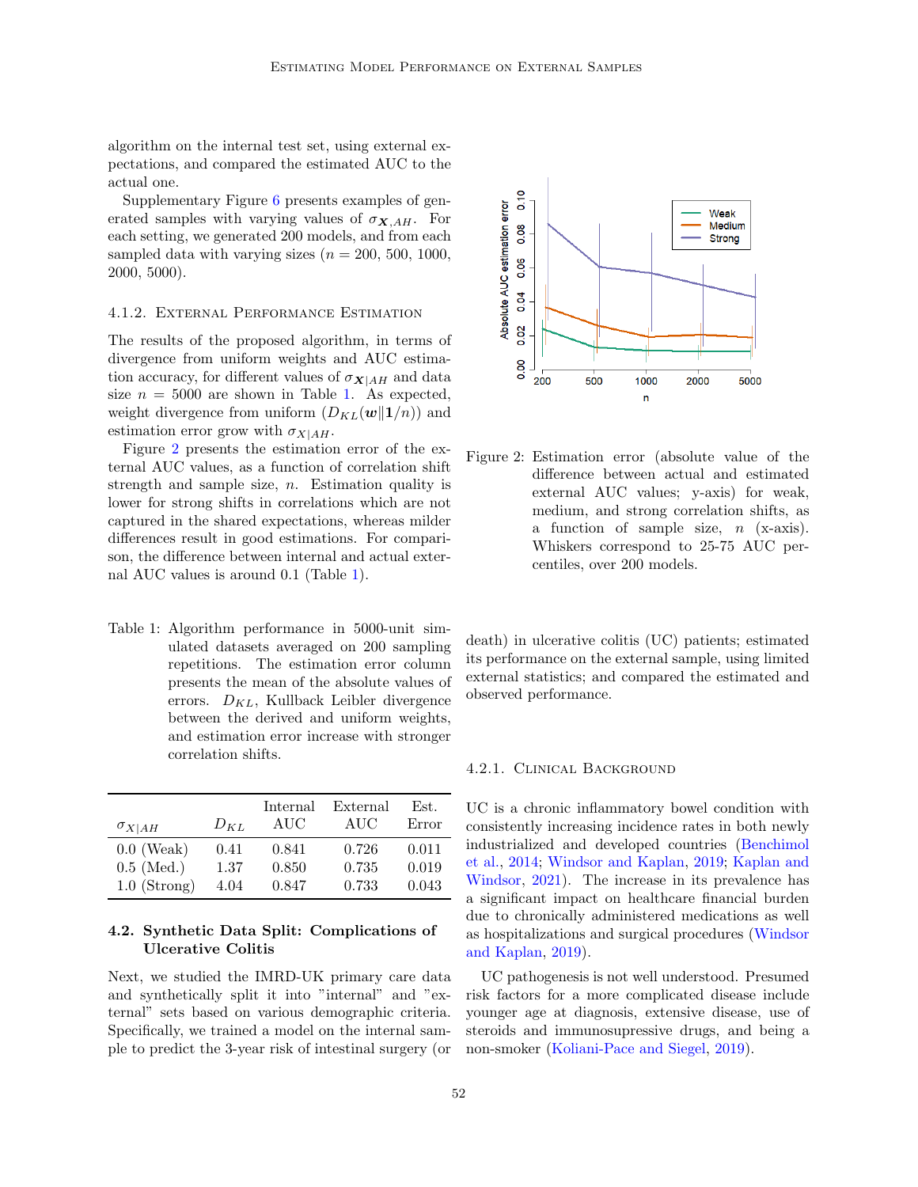algorithm on the internal test set, using external expectations, and compared the estimated AUC to the actual one.

Supplementary Figure 6 presents examples of generated samples with varying values of $\sigma_{\boldsymbol{X},AH}$. For each setting, we generated 200 models, and from each sampled data with varying sizes ($n$ = 200, 500, 1000, 2000, 5000).

#### 4.1.2. External Performance Estimation

The results of the proposed algorithm, in terms of divergence from uniform weights and AUC estimation accuracy, for different values of $\sigma_{\boldsymbol{X}|AH}$ and data size $n = 5000$ are shown in Table 1. As expected, weight divergence from uniform ($D_{KL}(\boldsymbol{w}\|\boldsymbol{1}/n)$) and estimation error grow with $\sigma_{X|AH}$.

Figure 2 presents the estimation error of the external AUC values, as a function of correlation shift strength and sample size, $n$. Estimation quality is lower for strong shifts in correlations which are not captured in the shared expectations, whereas milder differences result in good estimations. For comparison, the difference between internal and actual external AUC values is around 0.1 (Table 1).

Figure 2: Estimation error (absolute value of the difference between actual and estimated external AUC values; y-axis) for weak, medium, and strong correlation shifts, as a function of sample size, $n$ (x-axis). Whiskers correspond to 25-75 AUC percentiles, over 200 models.

Table 1: Algorithm performance in 5000-unit simulated datasets averaged on 200 sampling repetitions. The estimation error column presents the mean of the absolute values of errors. $D_{KL}$, Kullback Leibler divergence between the derived and uniform weights, and estimation error increase with stronger correlation shifts.

| $\sigma_{X\|AH}$ | $D_{KL}$ | Internal AUC | External AUC | Est. Error |
|---|---|---|---|---|
| 0.0 (Weak) | 0.41 | 0.841 | 0.726 | 0.011 |
| 0.5 (Med.) | 1.37 | 0.850 | 0.735 | 0.019 |
| 1.0 (Strong) | 4.04 | 0.847 | 0.733 | 0.043 |

### 4.2. Synthetic Data Split: Complications of Ulcerative Colitis

Next, we studied the IMRD-UK primary care data and synthetically split it into "internal" and "external" sets based on various demographic criteria. Specifically, we trained a model on the internal sample to predict the 3-year risk of intestinal surgery (or death) in ulcerative colitis (UC) patients; estimated its performance on the external sample, using limited external statistics; and compared the estimated and observed performance.

#### 4.2.1. Clinical Background

UC is a chronic inflammatory bowel condition with consistently increasing incidence rates in both newly industrialized and developed countries (Benchimol et al., 2014; Windsor and Kaplan, 2019; Kaplan and Windsor, 2021). The increase in its prevalence has a significant impact on healthcare financial burden due to chronically administered medications as well as hospitalizations and surgical procedures (Windsor and Kaplan, 2019).

UC pathogenesis is not well understood. Presumed risk factors for a more complicated disease include younger age at diagnosis, extensive disease, use of steroids and immunosupressive drugs, and being a non-smoker (Koliani-Pace and Siegel, 2019).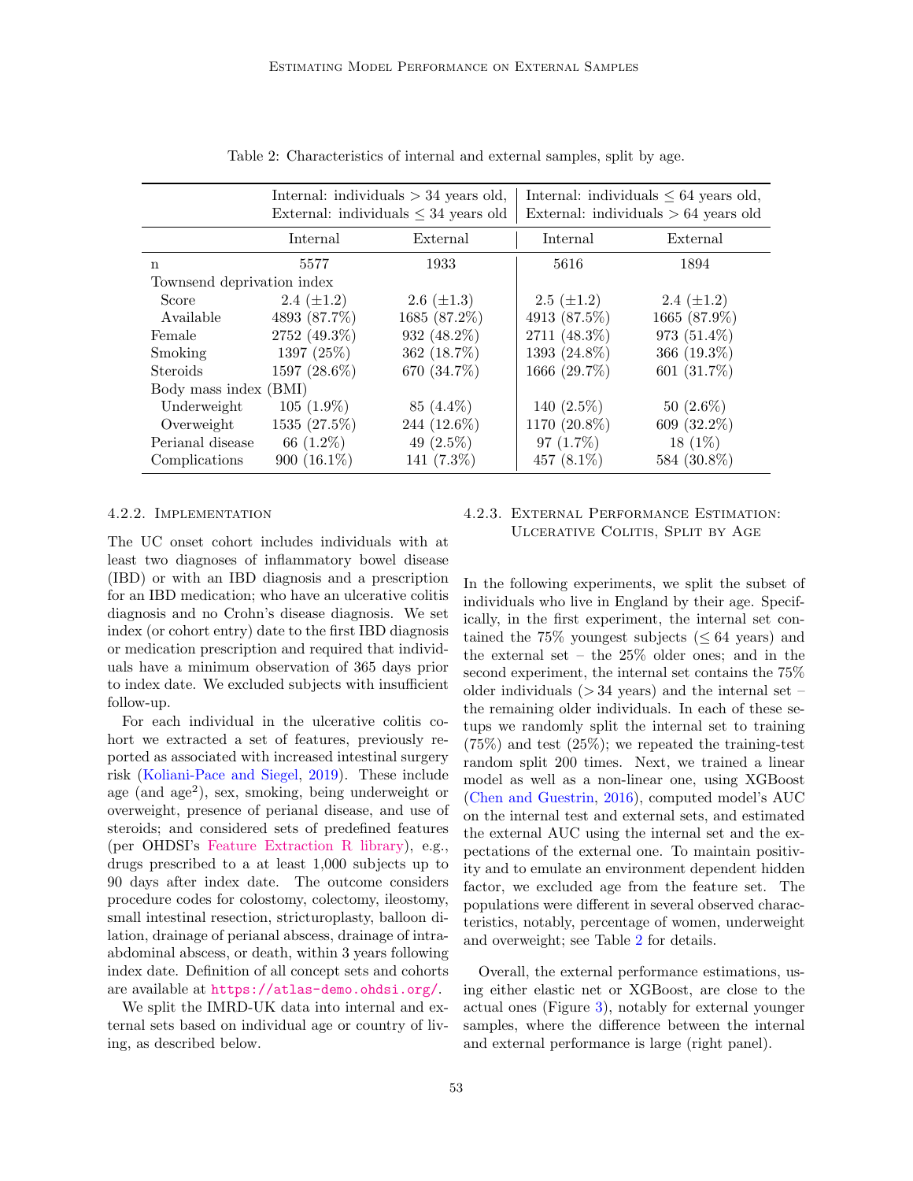Table 2: Characteristics of internal and external samples, split by age.

| | Internal: individuals $> 34$ years old, External: individuals $\leq 34$ years old | | Internal: individuals $\leq 64$ years old, External: individuals $> 64$ years old | |
|---|---|---|---|---|
| | Internal | External | Internal | External |
| n | 5577 | 1933 | 5616 | 1894 |
| Townsend deprivation index | | | | |
| Score | 2.4 ($\pm$1.2) | 2.6 ($\pm$1.3) | 2.5 ($\pm$1.2) | 2.4 ($\pm$1.2) |
| Available | 4893 (87.7%) | 1685 (87.2%) | 4913 (87.5%) | 1665 (87.9%) |
| Female | 2752 (49.3%) | 932 (48.2%) | 2711 (48.3%) | 973 (51.4%) |
| Smoking | 1397 (25%) | 362 (18.7%) | 1393 (24.8%) | 366 (19.3%) |
| Steroids | 1597 (28.6%) | 670 (34.7%) | 1666 (29.7%) | 601 (31.7%) |
| Body mass index (BMI) | | | | |
| Underweight | 105 (1.9%) | 85 (4.4%) | 140 (2.5%) | 50 (2.6%) |
| Overweight | 1535 (27.5%) | 244 (12.6%) | 1170 (20.8%) | 609 (32.2%) |
| Perianal disease | 66 (1.2%) | 49 (2.5%) | 97 (1.7%) | 18 (1%) |
| Complications | 900 (16.1%) | 141 (7.3%) | 457 (8.1%) | 584 (30.8%) |

#### 4.2.2. Implementation

The UC onset cohort includes individuals with at least two diagnoses of inflammatory bowel disease (IBD) or with an IBD diagnosis and a prescription for an IBD medication; who have an ulcerative colitis diagnosis and no Crohn's disease diagnosis. We set index (or cohort entry) date to the first IBD diagnosis or medication prescription and required that individuals have a minimum observation of 365 days prior to index date. We excluded subjects with insufficient follow-up.

For each individual in the ulcerative colitis cohort we extracted a set of features, previously reported as associated with increased intestinal surgery risk (Koliani-Pace and Siegel, 2019). These include age (and age$^2$), sex, smoking, being underweight or overweight, presence of perianal disease, and use of steroids; and considered sets of predefined features (per OHDSI's Feature Extraction R library), e.g., drugs prescribed to a at least 1,000 subjects up to 90 days after index date. The outcome considers procedure codes for colostomy, colectomy, ileostomy, small intestinal resection, stricturoplasty, balloon dilation, drainage of perianal abscess, drainage of intra-abdominal abscess, or death, within 3 years following index date. Definition of all concept sets and cohorts are available at https://atlas-demo.ohdsi.org/.

We split the IMRD-UK data into internal and external sets based on individual age or country of living, as described below.

#### 4.2.3. External Performance Estimation: Ulcerative Colitis, Split by Age

In the following experiments, we split the subset of individuals who live in England by their age. Specifically, in the first experiment, the internal set contained the 75% youngest subjects ($\leq 64$ years) and the external set – the 25% older ones; and in the second experiment, the internal set contains the 75% older individuals ($> 34$ years) and the internal set – the remaining older individuals. In each of these setups we randomly split the internal set to training (75%) and test (25%); we repeated the training-test random split 200 times. Next, we trained a linear model as well as a non-linear one, using XGBoost (Chen and Guestrin, 2016), computed model's AUC on the internal test and external sets, and estimated the external AUC using the internal set and the expectations of the external one. To maintain positivity and to emulate an environment dependent hidden factor, we excluded age from the feature set. The populations were different in several observed characteristics, notably, percentage of women, underweight and overweight; see Table 2 for details.

Overall, the external performance estimations, using either elastic net or XGBoost, are close to the actual ones (Figure 3), notably for external younger samples, where the difference between the internal and external performance is large (right panel).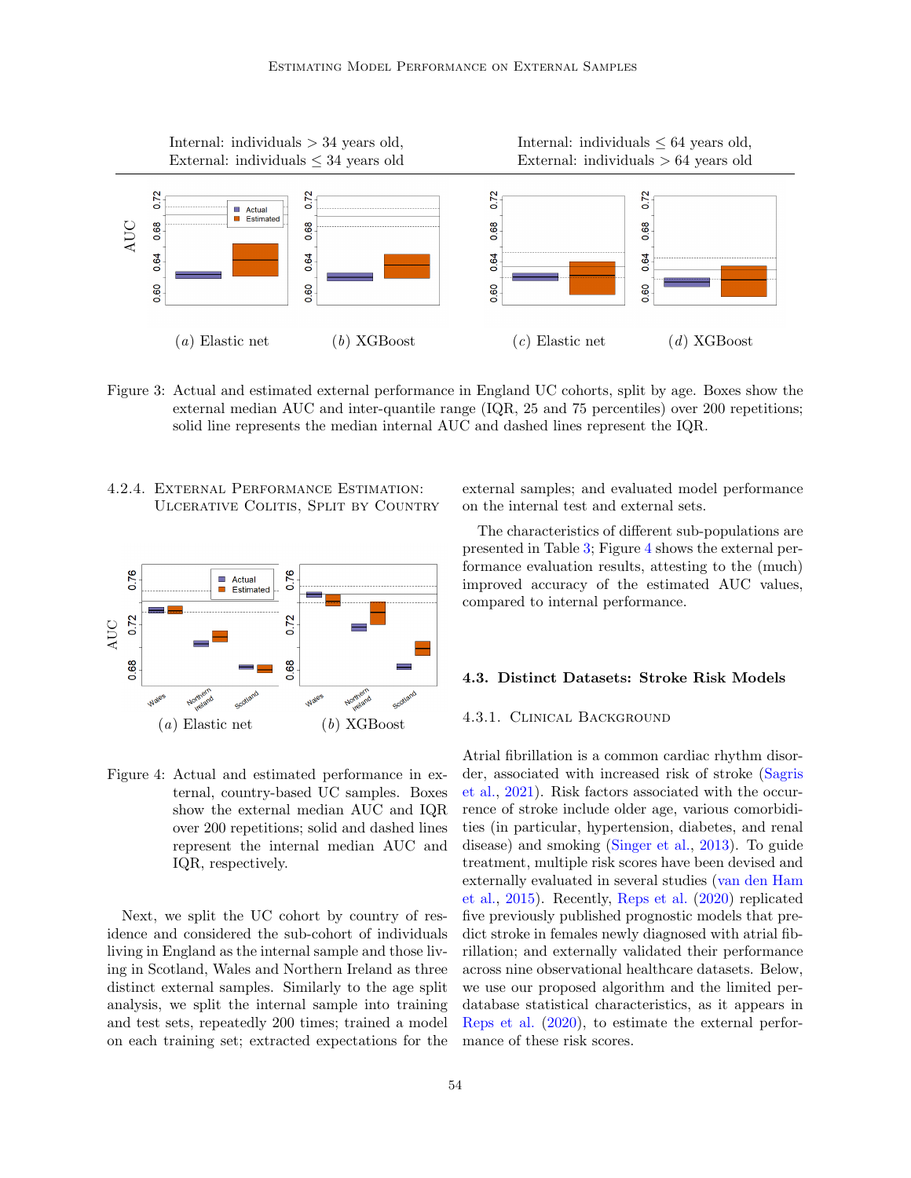Internal: individuals > 34 years old, External: individuals ≤ 34 years old

Internal: individuals ≤ 64 years old, External: individuals > 64 years old

(a) Elastic net (b) XGBoost (c) Elastic net (d) XGBoost

Figure 3: Actual and estimated external performance in England UC cohorts, split by age. Boxes show the external median AUC and inter-quantile range (IQR, 25 and 75 percentiles) over 200 repetitions; solid line represents the median internal AUC and dashed lines represent the IQR.

#### 4.2.4. External Performance Estimation: Ulcerative Colitis, Split by Country

(a) Elastic net (b) XGBoost

Figure 4: Actual and estimated performance in external, country-based UC samples. Boxes show the external median AUC and IQR over 200 repetitions; solid and dashed lines represent the internal median AUC and IQR, respectively.

Next, we split the UC cohort by country of residence and considered the sub-cohort of individuals living in England as the internal sample and those living in Scotland, Wales and Northern Ireland as three distinct external samples. Similarly to the age split analysis, we split the internal sample into training and test sets, repeatedly 200 times; trained a model on each training set; extracted expectations for the external samples; and evaluated model performance on the internal test and external sets.

The characteristics of different sub-populations are presented in Table 3; Figure 4 shows the external performance evaluation results, attesting to the (much) improved accuracy of the estimated AUC values, compared to internal performance.

### 4.3. Distinct Datasets: Stroke Risk Models

#### 4.3.1. Clinical Background

Atrial fibrillation is a common cardiac rhythm disorder, associated with increased risk of stroke (Sagris et al., 2021). Risk factors associated with the occurrence of stroke include older age, various comorbidities (in particular, hypertension, diabetes, and renal disease) and smoking (Singer et al., 2013). To guide treatment, multiple risk scores have been devised and externally evaluated in several studies (van den Ham et al., 2015). Recently, Reps et al. (2020) replicated five previously published prognostic models that predict stroke in females newly diagnosed with atrial fibrillation; and externally validated their performance across nine observational healthcare datasets. Below, we use our proposed algorithm and the limited per-database statistical characteristics, as it appears in Reps et al. (2020), to estimate the external performance of these risk scores.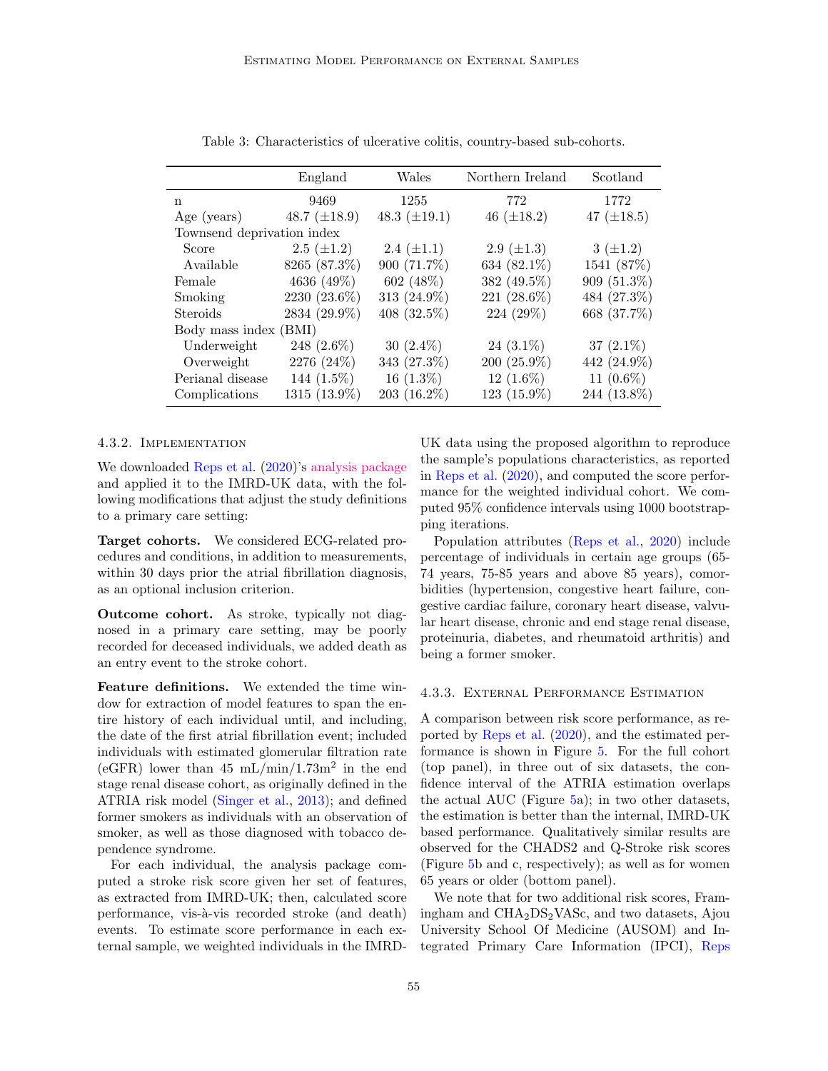Table 3: Characteristics of ulcerative colitis, country-based sub-cohorts.

| | England | Wales | Northern Ireland | Scotland |
|---|---|---|---|---|
| n | 9469 | 1255 | 772 | 1772 |
| Age (years) | 48.7 (±18.9) | 48.3 (±19.1) | 46 (±18.2) | 47 (±18.5) |
| Townsend deprivation index | | | | |
| Score | 2.5 (±1.2) | 2.4 (±1.1) | 2.9 (±1.3) | 3 (±1.2) |
| Available | 8265 (87.3%) | 900 (71.7%) | 634 (82.1%) | 1541 (87%) |
| Female | 4636 (49%) | 602 (48%) | 382 (49.5%) | 909 (51.3%) |
| Smoking | 2230 (23.6%) | 313 (24.9%) | 221 (28.6%) | 484 (27.3%) |
| Steroids | 2834 (29.9%) | 408 (32.5%) | 224 (29%) | 668 (37.7%) |
| Body mass index (BMI) | | | | |
| Underweight | 248 (2.6%) | 30 (2.4%) | 24 (3.1%) | 37 (2.1%) |
| Overweight | 2276 (24%) | 343 (27.3%) | 200 (25.9%) | 442 (24.9%) |
| Perianal disease | 144 (1.5%) | 16 (1.3%) | 12 (1.6%) | 11 (0.6%) |
| Complications | 1315 (13.9%) | 203 (16.2%) | 123 (15.9%) | 244 (13.8%) |

#### 4.3.2. Implementation

We downloaded Reps et al. (2020)'s analysis package and applied it to the IMRD-UK data, with the following modifications that adjust the study definitions to a primary care setting:

**Target cohorts.** We considered ECG-related procedures and conditions, in addition to measurements, within 30 days prior the atrial fibrillation diagnosis, as an optional inclusion criterion.

**Outcome cohort.** As stroke, typically not diagnosed in a primary care setting, may be poorly recorded for deceased individuals, we added death as an entry event to the stroke cohort.

**Feature definitions.** We extended the time window for extraction of model features to span the entire history of each individual until, and including, the date of the first atrial fibrillation event; included individuals with estimated glomerular filtration rate (eGFR) lower than 45 mL/min/1.73m$^2$ in the end stage renal disease cohort, as originally defined in the ATRIA risk model (Singer et al., 2013); and defined former smokers as individuals with an observation of smoker, as well as those diagnosed with tobacco dependence syndrome.

For each individual, the analysis package computed a stroke risk score given her set of features, as extracted from IMRD-UK; then, calculated score performance, vis-à-vis recorded stroke (and death) events. To estimate score performance in each external sample, we weighted individuals in the IMRD-UK data using the proposed algorithm to reproduce the sample's populations characteristics, as reported in Reps et al. (2020), and computed the score performance for the weighted individual cohort. We computed 95% confidence intervals using 1000 bootstrapping iterations.

Population attributes (Reps et al., 2020) include percentage of individuals in certain age groups (65-74 years, 75-85 years and above 85 years), comorbidities (hypertension, congestive heart failure, congestive cardiac failure, coronary heart disease, valvular heart disease, chronic and end stage renal disease, proteinuria, diabetes, and rheumatoid arthritis) and being a former smoker.

#### 4.3.3. External Performance Estimation

A comparison between risk score performance, as reported by Reps et al. (2020), and the estimated performance is shown in Figure 5. For the full cohort (top panel), in three out of six datasets, the confidence interval of the ATRIA estimation overlaps the actual AUC (Figure 5a); in two other datasets, the estimation is better than the internal, IMRD-UK based performance. Qualitatively similar results are observed for the CHADS2 and Q-Stroke risk scores (Figure 5b and c, respectively); as well as for women 65 years or older (bottom panel).

We note that for two additional risk scores, Framingham and $CHA_2DS_2VASc$, and two datasets, Ajou University School Of Medicine (AUSOM) and Integrated Primary Care Information (IPCI), Reps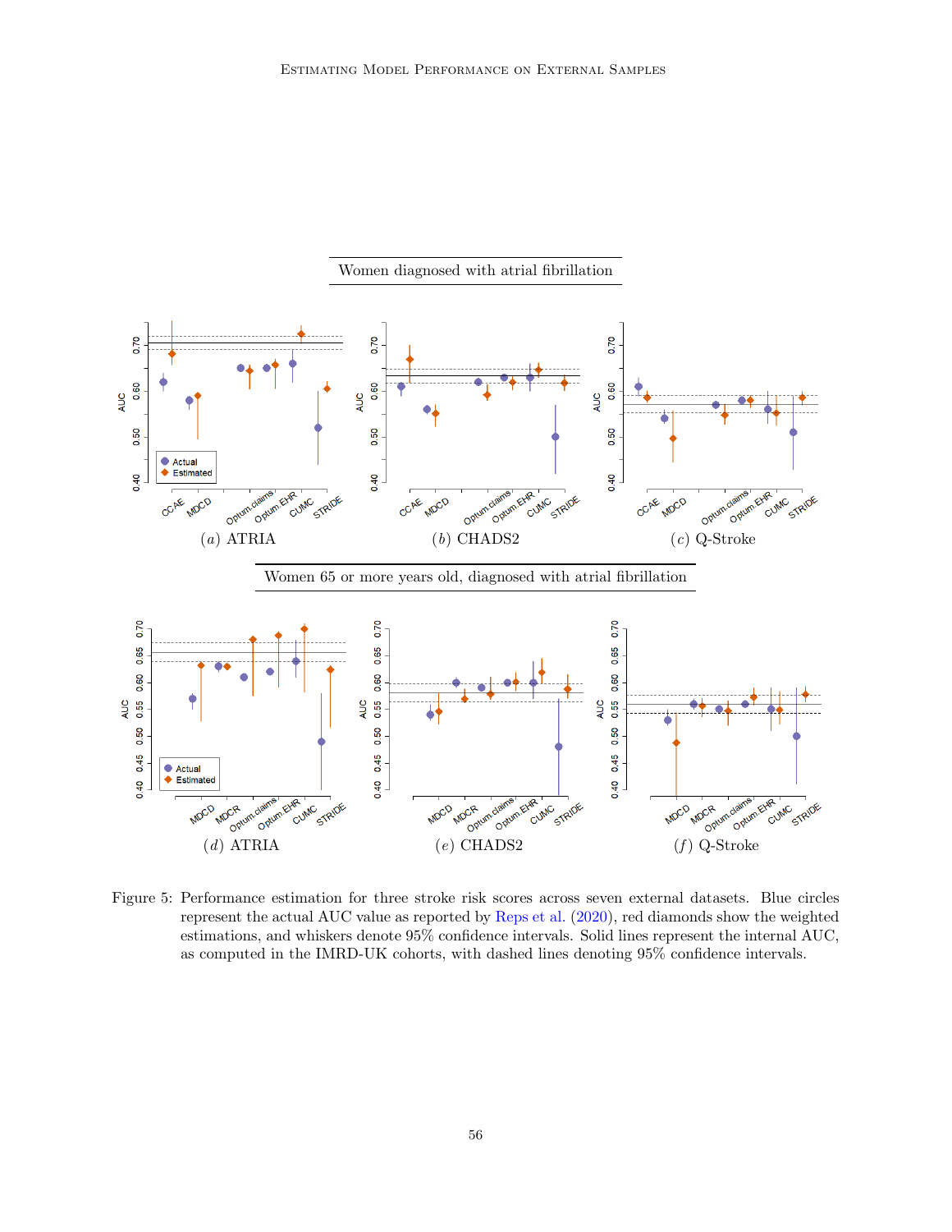Women diagnosed with atrial fibrillation

(a) ATRIA

(b) CHADS2

(c) Q-Stroke

Women 65 or more years old, diagnosed with atrial fibrillation

(d) ATRIA

(e) CHADS2

(f) Q-Stroke

Figure 5: Performance estimation for three stroke risk scores across seven external datasets. Blue circles represent the actual AUC value as reported by Reps et al. (2020), red diamonds show the weighted estimations, and whiskers denote 95% confidence intervals. Solid lines represent the internal AUC, as computed in the IMRD-UK cohorts, with dashed lines denoting 95% confidence intervals.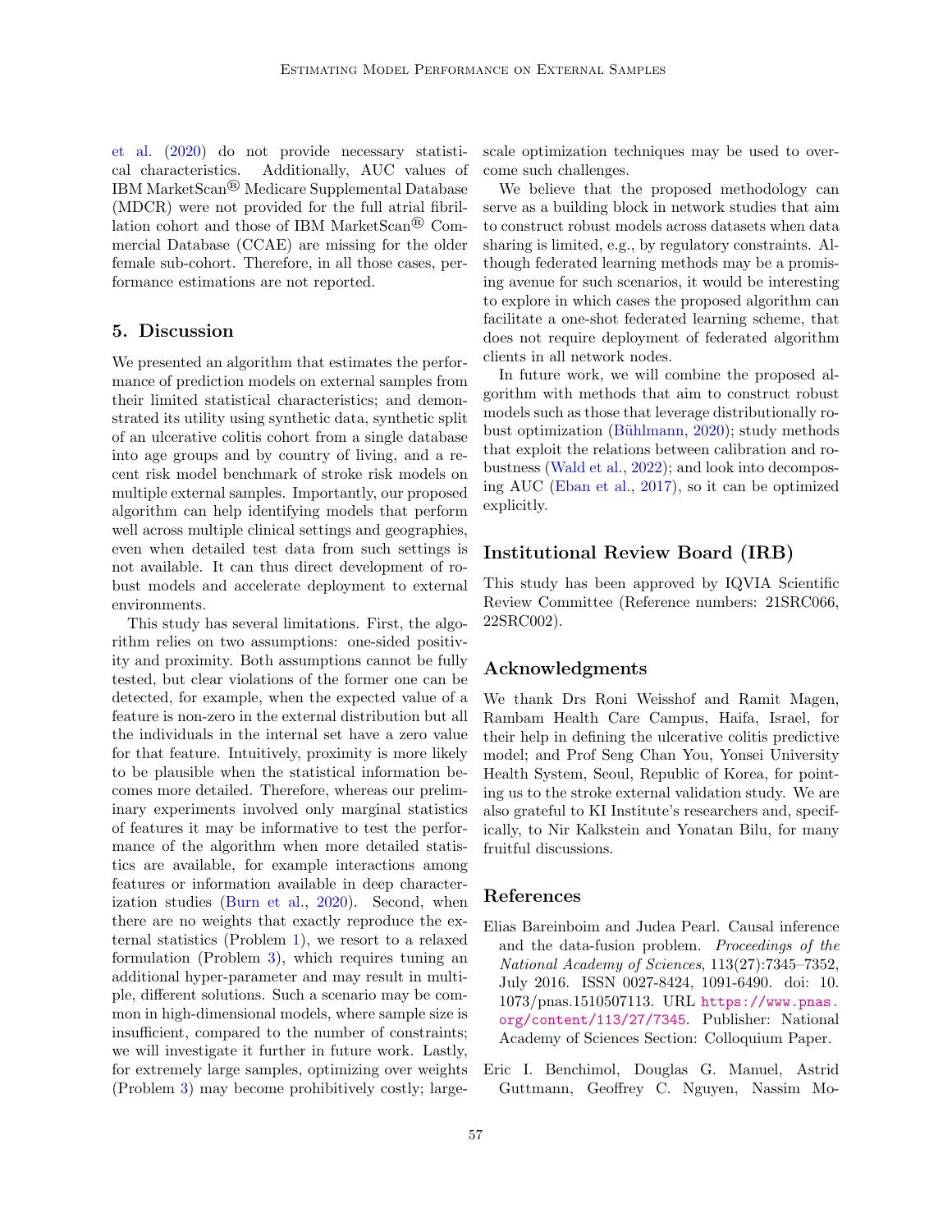et al. (2020) do not provide necessary statistical characteristics. Additionally, AUC values of IBM MarketScan® Medicare Supplemental Database (MDCR) were not provided for the full atrial fibrillation cohort and those of IBM MarketScan® Commercial Database (CCAE) are missing for the older female sub-cohort. Therefore, in all those cases, performance estimations are not reported.

## 5. Discussion

We presented an algorithm that estimates the performance of prediction models on external samples from their limited statistical characteristics; and demonstrated its utility using synthetic data, synthetic split of an ulcerative colitis cohort from a single database into age groups and by country of living, and a recent risk model benchmark of stroke risk models on multiple external samples. Importantly, our proposed algorithm can help identifying models that perform well across multiple clinical settings and geographies, even when detailed test data from such settings is not available. It can thus direct development of robust models and accelerate deployment to external environments.

This study has several limitations. First, the algorithm relies on two assumptions: one-sided positivity and proximity. Both assumptions cannot be fully tested, but clear violations of the former one can be detected, for example, when the expected value of a feature is non-zero in the external distribution but all the individuals in the internal set have a zero value for that feature. Intuitively, proximity is more likely to be plausible when the statistical information becomes more detailed. Therefore, whereas our preliminary experiments involved only marginal statistics of features it may be informative to test the performance of the algorithm when more detailed statistics are available, for example interactions among features or information available in deep characterization studies (Burn et al., 2020). Second, when there are no weights that exactly reproduce the external statistics (Problem 1), we resort to a relaxed formulation (Problem 3), which requires tuning an additional hyper-parameter and may result in multiple, different solutions. Such a scenario may be common in high-dimensional models, where sample size is insufficient, compared to the number of constraints; we will investigate it further in future work. Lastly, for extremely large samples, optimizing over weights (Problem 3) may become prohibitively costly; large-scale optimization techniques may be used to overcome such challenges.

We believe that the proposed methodology can serve as a building block in network studies that aim to construct robust models across datasets when data sharing is limited, e.g., by regulatory constraints. Although federated learning methods may be a promising avenue for such scenarios, it would be interesting to explore in which cases the proposed algorithm can facilitate a one-shot federated learning scheme, that does not require deployment of federated algorithm clients in all network nodes.

In future work, we will combine the proposed algorithm with methods that aim to construct robust models such as those that leverage distributionally robust optimization (Bühlmann, 2020); study methods that exploit the relations between calibration and robustness (Wald et al., 2022); and look into decomposing AUC (Eban et al., 2017), so it can be optimized explicitly.

## Institutional Review Board (IRB)

This study has been approved by IQVIA Scientific Review Committee (Reference numbers: 21SRC066, 22SRC002).

## Acknowledgments

We thank Drs Roni Weisshof and Ramit Magen, Rambam Health Care Campus, Haifa, Israel, for their help in defining the ulcerative colitis predictive model; and Prof Seng Chan You, Yonsei University Health System, Seoul, Republic of Korea, for pointing us to the stroke external validation study. We are also grateful to KI Institute's researchers and, specifically, to Nir Kalkstein and Yonatan Bilu, for many fruitful discussions.

## References

Elias Bareinboim and Judea Pearl. Causal inference and the data-fusion problem. *Proceedings of the National Academy of Sciences*, 113(27):7345–7352, July 2016. ISSN 0027-8424, 1091-6490. doi: 10.1073/pnas.1510507113. URL https://www.pnas.org/content/113/27/7345. Publisher: National Academy of Sciences Section: Colloquium Paper.

Eric I. Benchimol, Douglas G. Manuel, Astrid Guttmann, Geoffrey C. Nguyen, Nassim Mo-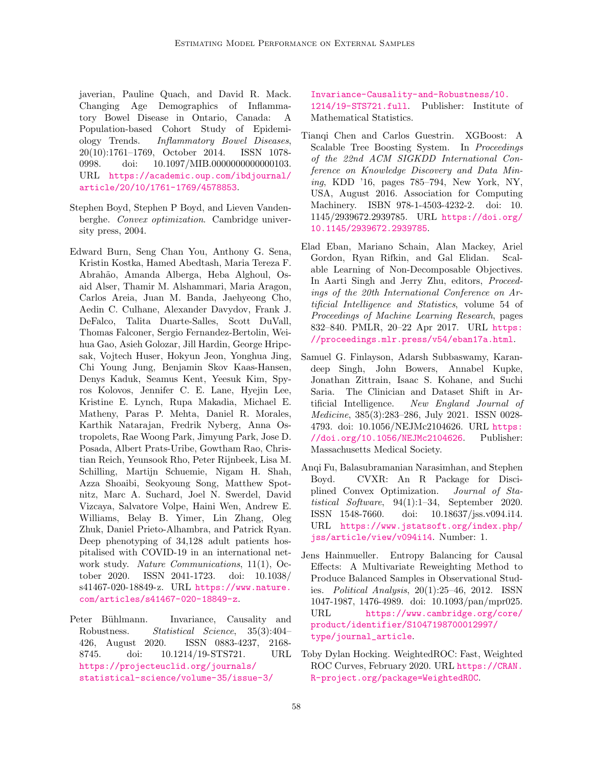javerian, Pauline Quach, and David R. Mack. Changing Age Demographics of Inflammatory Bowel Disease in Ontario, Canada: A Population-based Cohort Study of Epidemiology Trends. *Inflammatory Bowel Diseases*, 20(10):1761–1769, October 2014. ISSN 1078-0998. doi: 10.1097/MIB.0000000000000103. URL https://academic.oup.com/ibdjournal/article/20/10/1761-1769/4578853.

Stephen Boyd, Stephen P Boyd, and Lieven Vandenberghe. *Convex optimization*. Cambridge university press, 2004.

Edward Burn, Seng Chan You, Anthony G. Sena, Kristin Kostka, Hamed Abedtash, Maria Tereza F. Abrahão, Amanda Alberga, Heba Alghoul, Osaid Alser, Thamir M. Alshammari, Maria Aragon, Carlos Areia, Juan M. Banda, Jaehyeong Cho, Aedin C. Culhane, Alexander Davydov, Frank J. DeFalco, Talita Duarte-Salles, Scott DuVall, Thomas Falconer, Sergio Fernandez-Bertolin, Weihua Gao, Asieh Golozar, Jill Hardin, George Hripcsak, Vojtech Huser, Hokyun Jeon, Yonghua Jing, Chi Young Jung, Benjamin Skov Kaas-Hansen, Denys Kaduk, Seamus Kent, Yeesuk Kim, Spyros Kolovos, Jennifer C. E. Lane, Hyejin Lee, Kristine E. Lynch, Rupa Makadia, Michael E. Matheny, Paras P. Mehta, Daniel R. Morales, Karthik Natarajan, Fredrik Nyberg, Anna Ostropolets, Rae Woong Park, Jimyung Park, Jose D. Posada, Albert Prats-Uribe, Gowtham Rao, Christian Reich, Yeunsook Rho, Peter Rijnbeek, Lisa M. Schilling, Martijn Schuemie, Nigam H. Shah, Azza Shoaibi, Seokyoung Song, Matthew Spotnitz, Marc A. Suchard, Joel N. Swerdel, David Vizcaya, Salvatore Volpe, Haini Wen, Andrew E. Williams, Belay B. Yimer, Lin Zhang, Oleg Zhuk, Daniel Prieto-Alhambra, and Patrick Ryan. Deep phenotyping of 34,128 adult patients hospitalised with COVID-19 in an international network study. *Nature Communications*, 11(1), October 2020. ISSN 2041-1723. doi: 10.1038/s41467-020-18849-z. URL https://www.nature.com/articles/s41467-020-18849-z.

Peter Bühlmann. Invariance, Causality and Robustness. *Statistical Science*, 35(3):404–426, August 2020. ISSN 0883-4237, 2168-8745. doi: 10.1214/19-STS721. URL https://projecteuclid.org/journals/statistical-science/volume-35/issue-3/Invariance-Causality-and-Robustness/10.1214/19-STS721.full. Publisher: Institute of Mathematical Statistics.

Tianqi Chen and Carlos Guestrin. XGBoost: A Scalable Tree Boosting System. In *Proceedings of the 22nd ACM SIGKDD International Conference on Knowledge Discovery and Data Mining*, KDD '16, pages 785–794, New York, NY, USA, August 2016. Association for Computing Machinery. ISBN 978-1-4503-4232-2. doi: 10.1145/2939672.2939785. URL https://doi.org/10.1145/2939672.2939785.

Elad Eban, Mariano Schain, Alan Mackey, Ariel Gordon, Ryan Rifkin, and Gal Elidan. Scalable Learning of Non-Decomposable Objectives. In Aarti Singh and Jerry Zhu, editors, *Proceedings of the 20th International Conference on Artificial Intelligence and Statistics*, volume 54 of *Proceedings of Machine Learning Research*, pages 832–840. PMLR, 20–22 Apr 2017. URL https://proceedings.mlr.press/v54/eban17a.html.

Samuel G. Finlayson, Adarsh Subbaswamy, Karandeep Singh, John Bowers, Annabel Kupke, Jonathan Zittrain, Isaac S. Kohane, and Suchi Saria. The Clinician and Dataset Shift in Artificial Intelligence. *New England Journal of Medicine*, 385(3):283–286, July 2021. ISSN 0028-4793. doi: 10.1056/NEJMc2104626. URL https://doi.org/10.1056/NEJMc2104626. Publisher: Massachusetts Medical Society.

Anqi Fu, Balasubramanian Narasimhan, and Stephen Boyd. CVXR: An R Package for Disciplined Convex Optimization. *Journal of Statistical Software*, 94(1):1–34, September 2020. ISSN 1548-7660. doi: 10.18637/jss.v094.i14. URL https://www.jstatsoft.org/index.php/jss/article/view/v094i14. Number: 1.

Jens Hainmueller. Entropy Balancing for Causal Effects: A Multivariate Reweighting Method to Produce Balanced Samples in Observational Studies. *Political Analysis*, 20(1):25–46, 2012. ISSN 1047-1987, 1476-4989. doi: 10.1093/pan/mpr025. URL https://www.cambridge.org/core/product/identifier/S1047198700012997/type/journal_article.

Toby Dylan Hocking. WeightedROC: Fast, Weighted ROC Curves, February 2020. URL https://CRAN.R-project.org/package=WeightedROC.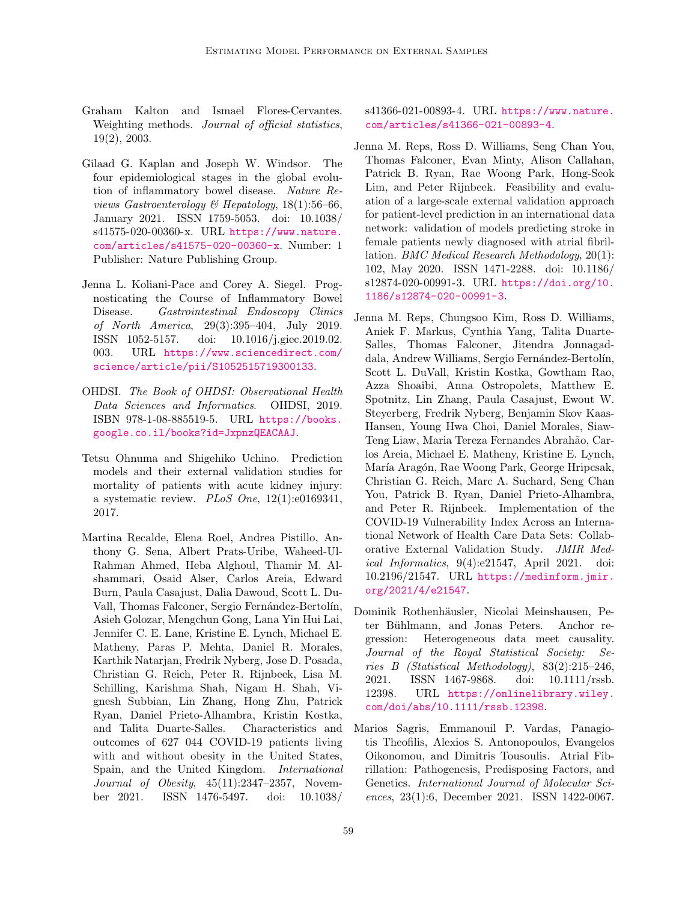Graham Kalton and Ismael Flores-Cervantes. Weighting methods. *Journal of official statistics*, 19(2), 2003.

Gilaad G. Kaplan and Joseph W. Windsor. The four epidemiological stages in the global evolution of inflammatory bowel disease. *Nature Reviews Gastroenterology & Hepatology*, 18(1):56–66, January 2021. ISSN 1759-5053. doi: 10.1038/s41575-020-00360-x. URL https://www.nature.com/articles/s41575-020-00360-x. Number: 1 Publisher: Nature Publishing Group.

Jenna L. Koliani-Pace and Corey A. Siegel. Prognosticating the Course of Inflammatory Bowel Disease. *Gastrointestinal Endoscopy Clinics of North America*, 29(3):395–404, July 2019. ISSN 1052-5157. doi: 10.1016/j.giec.2019.02.003. URL https://www.sciencedirect.com/science/article/pii/S1052515719300133.

OHDSI. *The Book of OHDSI: Observational Health Data Sciences and Informatics*. OHDSI, 2019. ISBN 978-1-08-885519-5. URL https://books.google.co.il/books?id=JxpnzQEACAAJ.

Tetsu Ohnuma and Shigehiko Uchino. Prediction models and their external validation studies for mortality of patients with acute kidney injury: a systematic review. *PLoS One*, 12(1):e0169341, 2017.

Martina Recalde, Elena Roel, Andrea Pistillo, Anthony G. Sena, Albert Prats-Uribe, Waheed-Ul-Rahman Ahmed, Heba Alghoul, Thamir M. Alshammari, Osaid Alser, Carlos Areia, Edward Burn, Paula Casajust, Dalia Dawoud, Scott L. DuVall, Thomas Falconer, Sergio Fernández-Bertolín, Asieh Golozar, Mengchun Gong, Lana Yin Hui Lai, Jennifer C. E. Lane, Kristine E. Lynch, Michael E. Matheny, Paras P. Mehta, Daniel R. Morales, Karthik Natarjan, Fredrik Nyberg, Jose D. Posada, Christian G. Reich, Peter R. Rijnbeek, Lisa M. Schilling, Karishma Shah, Nigam H. Shah, Vignesh Subbian, Lin Zhang, Hong Zhu, Patrick Ryan, Daniel Prieto-Alhambra, Kristin Kostka, and Talita Duarte-Salles. Characteristics and outcomes of 627 044 COVID-19 patients living with and without obesity in the United States, Spain, and the United Kingdom. *International Journal of Obesity*, 45(11):2347–2357, November 2021. ISSN 1476-5497. doi: 10.1038/s41366-021-00893-4. URL https://www.nature.com/articles/s41366-021-00893-4.

Jenna M. Reps, Ross D. Williams, Seng Chan You, Thomas Falconer, Evan Minty, Alison Callahan, Patrick B. Ryan, Rae Woong Park, Hong-Seok Lim, and Peter Rijnbeek. Feasibility and evaluation of a large-scale external validation approach for patient-level prediction in an international data network: validation of models predicting stroke in female patients newly diagnosed with atrial fibrillation. *BMC Medical Research Methodology*, 20(1):102, May 2020. ISSN 1471-2288. doi: 10.1186/s12874-020-00991-3. URL https://doi.org/10.1186/s12874-020-00991-3.

Jenna M. Reps, Chungsoo Kim, Ross D. Williams, Aniek F. Markus, Cynthia Yang, Talita Duarte-Salles, Thomas Falconer, Jitendra Jonnagaddala, Andrew Williams, Sergio Fernández-Bertolín, Scott L. DuVall, Kristin Kostka, Gowtham Rao, Azza Shoaibi, Anna Ostropolets, Matthew E. Spotnitz, Lin Zhang, Paula Casajust, Ewout W. Steyerberg, Fredrik Nyberg, Benjamin Skov Kaas-Hansen, Young Hwa Choi, Daniel Morales, Siaw-Teng Liaw, Maria Tereza Fernandes Abrahão, Carlos Areia, Michael E. Matheny, Kristine E. Lynch, María Aragón, Rae Woong Park, George Hripcsak, Christian G. Reich, Marc A. Suchard, Seng Chan You, Patrick B. Ryan, Daniel Prieto-Alhambra, and Peter R. Rijnbeek. Implementation of the COVID-19 Vulnerability Index Across an International Network of Health Care Data Sets: Collaborative External Validation Study. *JMIR Medical Informatics*, 9(4):e21547, April 2021. doi: 10.2196/21547. URL https://medinform.jmir.org/2021/4/e21547.

Dominik Rothenhäusler, Nicolai Meinshausen, Peter Bühlmann, and Jonas Peters. Anchor regression: Heterogeneous data meet causality. *Journal of the Royal Statistical Society: Series B (Statistical Methodology)*, 83(2):215–246, 2021. ISSN 1467-9868. doi: 10.1111/rssb.12398. URL https://onlinelibrary.wiley.com/doi/abs/10.1111/rssb.12398.

Marios Sagris, Emmanouil P. Vardas, Panagiotis Theofilis, Alexios S. Antonopoulos, Evangelos Oikonomou, and Dimitris Tousoulis. Atrial Fibrillation: Pathogenesis, Predisposing Factors, and Genetics. *International Journal of Molecular Sciences*, 23(1):6, December 2021. ISSN 1422-0067.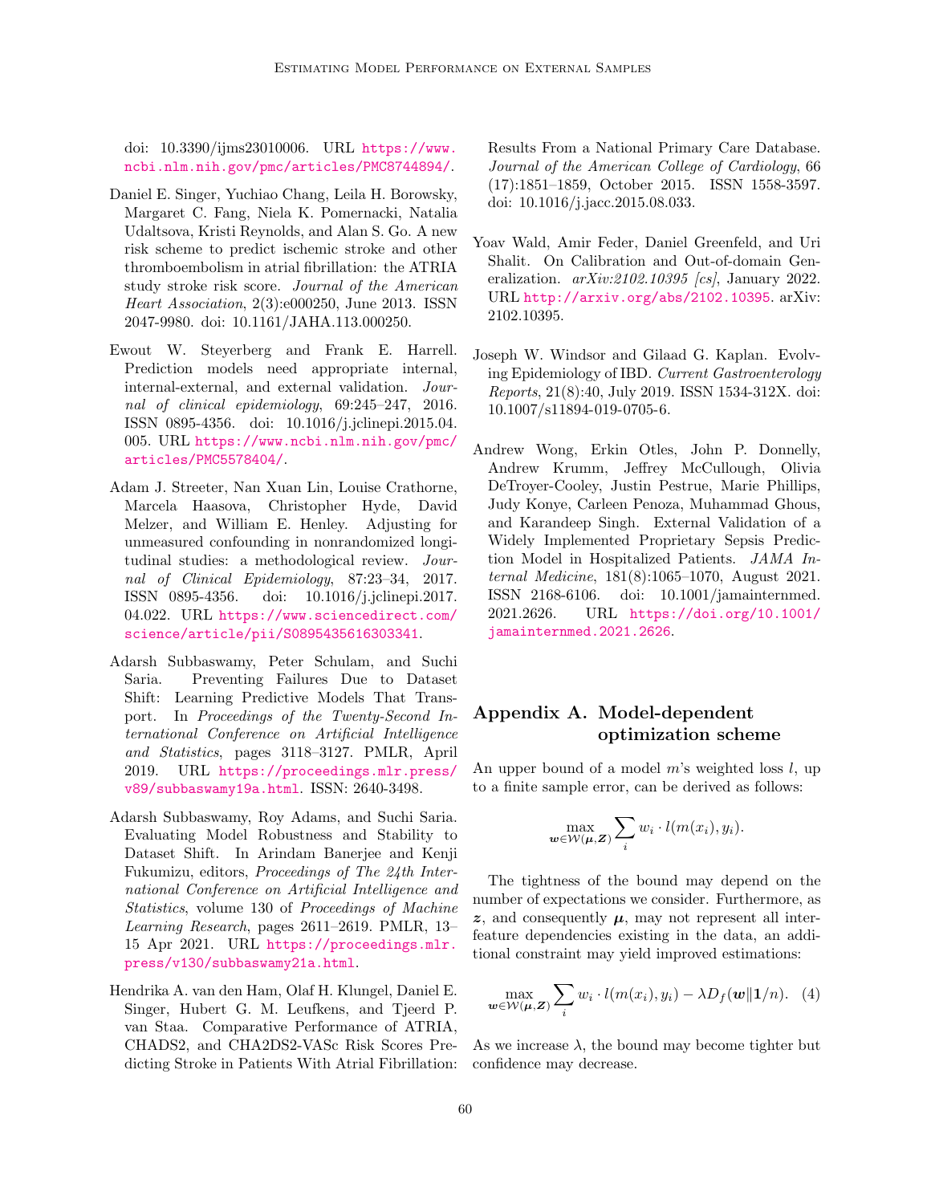doi: 10.3390/ijms23010006. URL https://www.ncbi.nlm.nih.gov/pmc/articles/PMC8744894/.

Daniel E. Singer, Yuchiao Chang, Leila H. Borowsky, Margaret C. Fang, Niela K. Pomernacki, Natalia Udaltsova, Kristi Reynolds, and Alan S. Go. A new risk scheme to predict ischemic stroke and other thromboembolism in atrial fibrillation: the ATRIA study stroke risk score. *Journal of the American Heart Association*, 2(3):e000250, June 2013. ISSN 2047-9980. doi: 10.1161/JAHA.113.000250.

Ewout W. Steyerberg and Frank E. Harrell. Prediction models need appropriate internal, internal-external, and external validation. *Journal of clinical epidemiology*, 69:245–247, 2016. ISSN 0895-4356. doi: 10.1016/j.jclinepi.2015.04.005. URL https://www.ncbi.nlm.nih.gov/pmc/articles/PMC5578404/.

Adam J. Streeter, Nan Xuan Lin, Louise Crathorne, Marcela Haasova, Christopher Hyde, David Melzer, and William E. Henley. Adjusting for unmeasured confounding in nonrandomized longitudinal studies: a methodological review. *Journal of Clinical Epidemiology*, 87:23–34, 2017. ISSN 0895-4356. doi: 10.1016/j.jclinepi.2017.04.022. URL https://www.sciencedirect.com/science/article/pii/S0895435616303341.

Adarsh Subbaswamy, Peter Schulam, and Suchi Saria. Preventing Failures Due to Dataset Shift: Learning Predictive Models That Transport. In *Proceedings of the Twenty-Second International Conference on Artificial Intelligence and Statistics*, pages 3118–3127. PMLR, April 2019. URL https://proceedings.mlr.press/v89/subbaswamy19a.html. ISSN: 2640-3498.

Adarsh Subbaswamy, Roy Adams, and Suchi Saria. Evaluating Model Robustness and Stability to Dataset Shift. In Arindam Banerjee and Kenji Fukumizu, editors, *Proceedings of The 24th International Conference on Artificial Intelligence and Statistics*, volume 130 of *Proceedings of Machine Learning Research*, pages 2611–2619. PMLR, 13–15 Apr 2021. URL https://proceedings.mlr.press/v130/subbaswamy21a.html.

Hendrika A. van den Ham, Olaf H. Klungel, Daniel E. Singer, Hubert G. M. Leufkens, and Tjeerd P. van Staa. Comparative Performance of ATRIA, CHADS2, and CHA2DS2-VASc Risk Scores Predicting Stroke in Patients With Atrial Fibrillation: Results From a National Primary Care Database. *Journal of the American College of Cardiology*, 66 (17):1851–1859, October 2015. ISSN 1558-3597. doi: 10.1016/j.jacc.2015.08.033.

Yoav Wald, Amir Feder, Daniel Greenfeld, and Uri Shalit. On Calibration and Out-of-domain Generalization. *arXiv:2102.10395 [cs]*, January 2022. URL http://arxiv.org/abs/2102.10395. arXiv: 2102.10395.

Joseph W. Windsor and Gilaad G. Kaplan. Evolving Epidemiology of IBD. *Current Gastroenterology Reports*, 21(8):40, July 2019. ISSN 1534-312X. doi: 10.1007/s11894-019-0705-6.

Andrew Wong, Erkin Otles, John P. Donnelly, Andrew Krumm, Jeffrey McCullough, Olivia DeTroyer-Cooley, Justin Pestrue, Marie Phillips, Judy Konye, Carleen Penoza, Muhammad Ghous, and Karandeep Singh. External Validation of a Widely Implemented Proprietary Sepsis Prediction Model in Hospitalized Patients. *JAMA Internal Medicine*, 181(8):1065–1070, August 2021. ISSN 2168-6106. doi: 10.1001/jamainternmed.2021.2626. URL https://doi.org/10.1001/jamainternmed.2021.2626.

## Appendix A. Model-dependent optimization scheme

An upper bound of a model $m$'s weighted loss $l$, up to a finite sample error, can be derived as follows:

$$\max_{\boldsymbol{w} \in \mathcal{W}(\boldsymbol{\mu}, \boldsymbol{Z})} \sum_i w_i \cdot l(m(x_i), y_i).$$

The tightness of the bound may depend on the number of expectations we consider. Furthermore, as $\boldsymbol{z}$, and consequently $\boldsymbol{\mu}$, may not represent all inter-feature dependencies existing in the data, an additional constraint may yield improved estimations:

$$\max_{\boldsymbol{w} \in \mathcal{W}(\boldsymbol{\mu}, \boldsymbol{Z})} \sum_i w_i \cdot l(m(x_i), y_i) - \lambda D_f(\boldsymbol{w} \| \mathbf{1}/n). \quad (4)$$

As we increase $\lambda$, the bound may become tighter but confidence may decrease.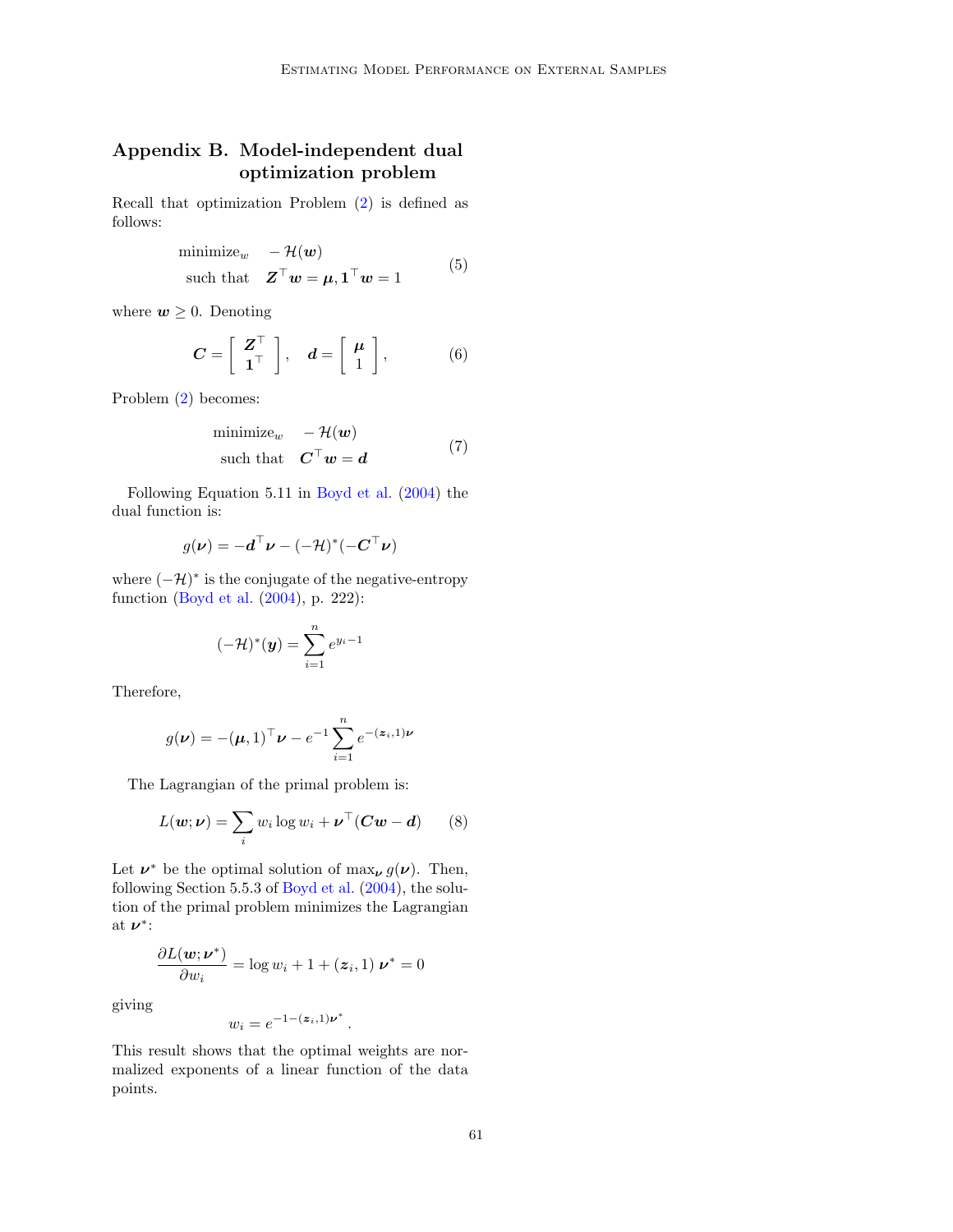## Appendix B. Model-independent dual optimization problem

Recall that optimization Problem (2) is defined as follows:

$$
\begin{aligned}
\text{minimize}_w \quad & -\mathcal{H}(\boldsymbol{w}) \\
\text{such that} \quad & \boldsymbol{Z}^\top \boldsymbol{w} = \boldsymbol{\mu}, \mathbf{1}^\top \boldsymbol{w} = 1
\end{aligned}
\tag{5}
$$

where $\boldsymbol{w} \geq 0$. Denoting

$$
\boldsymbol{C} = \begin{bmatrix} \boldsymbol{Z}^\top \\ \mathbf{1}^\top \end{bmatrix}, \quad \boldsymbol{d} = \begin{bmatrix} \boldsymbol{\mu} \\ 1 \end{bmatrix},
\tag{6}
$$

Problem (2) becomes:

$$
\begin{aligned}
\text{minimize}_w \quad & -\mathcal{H}(\boldsymbol{w}) \\
\text{such that} \quad & \boldsymbol{C}^\top \boldsymbol{w} = \boldsymbol{d}
\end{aligned}
\tag{7}
$$

Following Equation 5.11 in Boyd et al. (2004) the dual function is:

$$
g(\boldsymbol{\nu}) = -\boldsymbol{d}^\top \boldsymbol{\nu} - (-\mathcal{H})^*(-\boldsymbol{C}^\top \boldsymbol{\nu})
$$

where $(-\mathcal{H})^*$ is the conjugate of the negative-entropy function (Boyd et al. (2004), p. 222):

$$
(-\mathcal{H})^*(\boldsymbol{y}) = \sum_{i=1}^{n} e^{y_i - 1}
$$

Therefore,

$$
g(\boldsymbol{\nu}) = -(\boldsymbol{\mu}, 1)^\top \boldsymbol{\nu} - e^{-1} \sum_{i=1}^{n} e^{-(\boldsymbol{z}_i, 1)\boldsymbol{\nu}}
$$

The Lagrangian of the primal problem is:

$$
L(\boldsymbol{w}; \boldsymbol{\nu}) = \sum_i w_i \log w_i + \boldsymbol{\nu}^\top (\boldsymbol{C}\boldsymbol{w} - \boldsymbol{d})
\tag{8}
$$

Let $\boldsymbol{\nu}^*$ be the optimal solution of $\max_{\boldsymbol{\nu}} g(\boldsymbol{\nu})$. Then, following Section 5.5.3 of Boyd et al. (2004), the solution of the primal problem minimizes the Lagrangian at $\boldsymbol{\nu}^*$:

$$
\frac{\partial L(\boldsymbol{w}; \boldsymbol{\nu}^*)}{\partial w_i} = \log w_i + 1 + (\boldsymbol{z}_i, 1)\, \boldsymbol{\nu}^* = 0
$$

giving

$$
w_i = e^{-1-(\boldsymbol{z}_i, 1)\boldsymbol{\nu}^*}.
$$

This result shows that the optimal weights are normalized exponents of a linear function of the data points.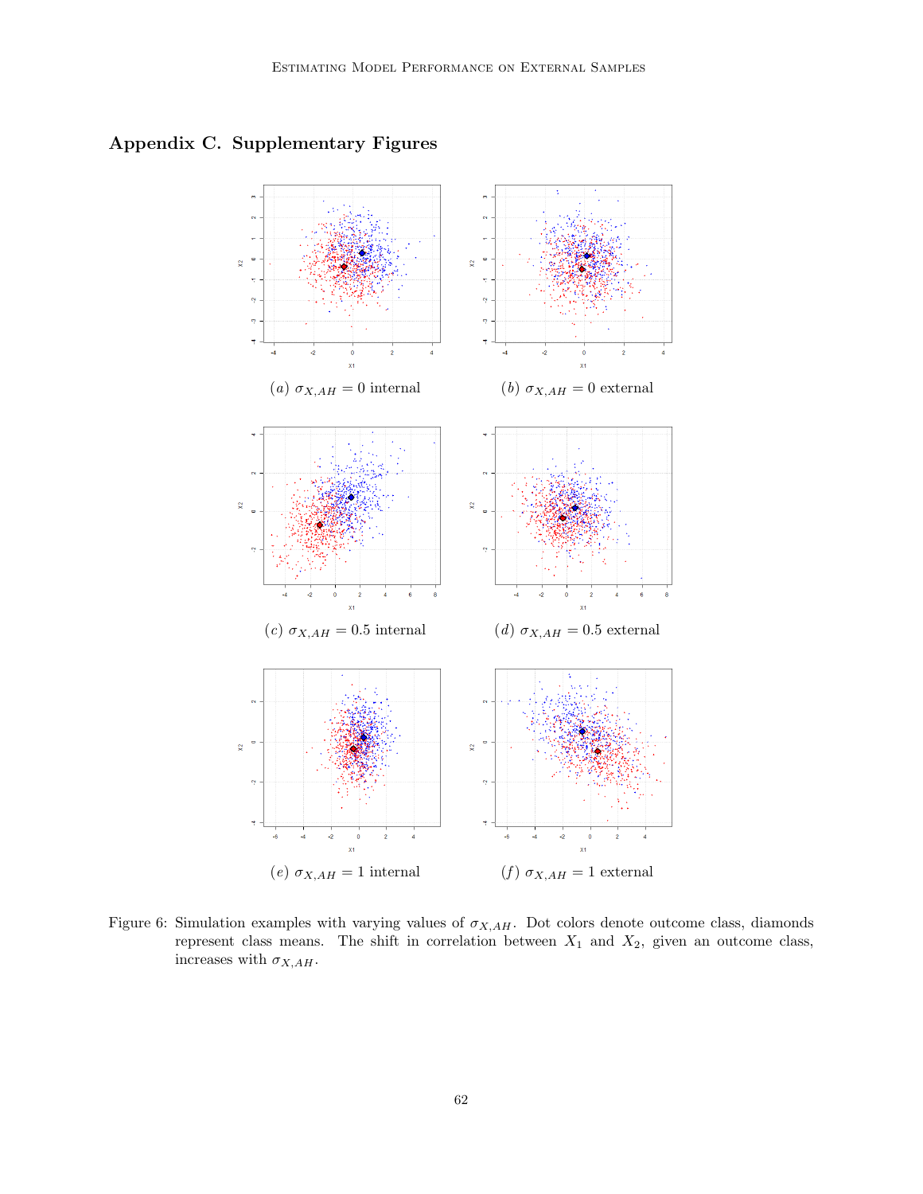## Appendix C. Supplementary Figures

(a) $\sigma_{X,AH} = 0$ internal

(b) $\sigma_{X,AH} = 0$ external

(c) $\sigma_{X,AH} = 0.5$ internal

(d) $\sigma_{X,AH} = 0.5$ external

(e) $\sigma_{X,AH} = 1$ internal

(f) $\sigma_{X,AH} = 1$ external

Figure 6: Simulation examples with varying values of $\sigma_{X,AH}$. Dot colors denote outcome class, diamonds represent class means. The shift in correlation between $X_1$ and $X_2$, given an outcome class, increases with $\sigma_{X,AH}$.